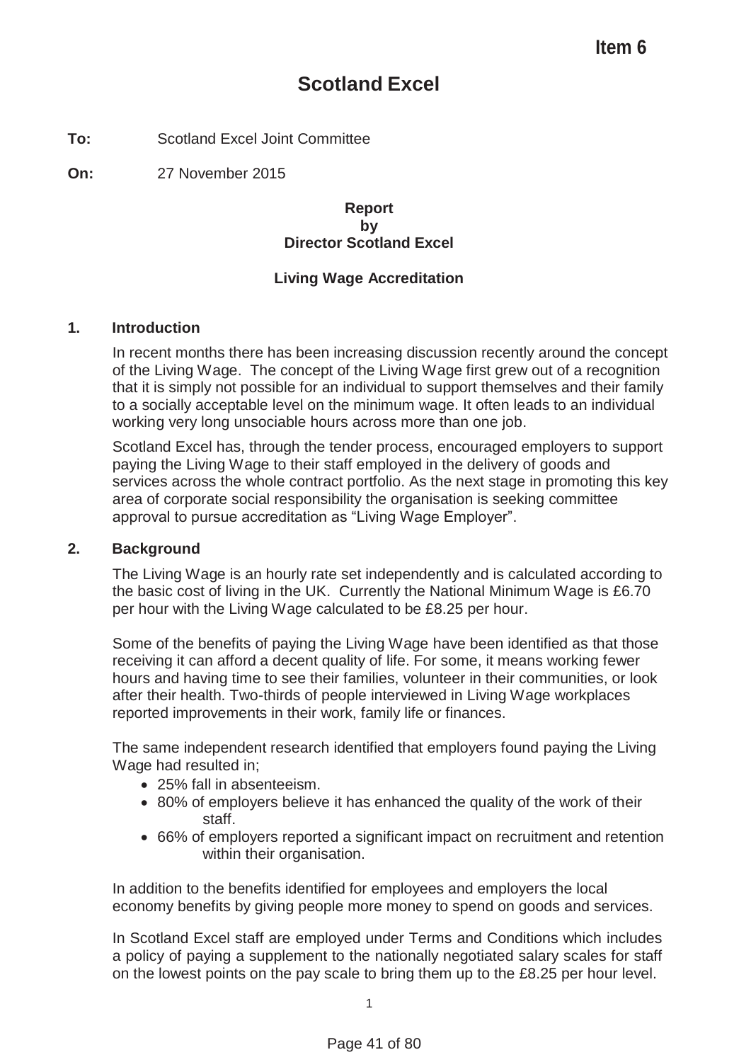Item 6

# Scotland Excel

**To:** Scotland Excel Joint Committee

**On:** 27 November 2015

**Report**
**by**
**Director Scotland Excel**

**Living Wage Accreditation**

## 1. Introduction

In recent months there has been increasing discussion recently around the concept of the Living Wage. The concept of the Living Wage first grew out of a recognition that it is simply not possible for an individual to support themselves and their family to a socially acceptable level on the minimum wage. It often leads to an individual working very long unsociable hours across more than one job.

Scotland Excel has, through the tender process, encouraged employers to support paying the Living Wage to their staff employed in the delivery of goods and services across the whole contract portfolio. As the next stage in promoting this key area of corporate social responsibility the organisation is seeking committee approval to pursue accreditation as "Living Wage Employer".

## 2. Background

The Living Wage is an hourly rate set independently and is calculated according to the basic cost of living in the UK. Currently the National Minimum Wage is £6.70 per hour with the Living Wage calculated to be £8.25 per hour.

Some of the benefits of paying the Living Wage have been identified as that those receiving it can afford a decent quality of life. For some, it means working fewer hours and having time to see their families, volunteer in their communities, or look after their health. Two-thirds of people interviewed in Living Wage workplaces reported improvements in their work, family life or finances.

The same independent research identified that employers found paying the Living Wage had resulted in;

- 25% fall in absenteeism.
- 80% of employers believe it has enhanced the quality of the work of their staff.
- 66% of employers reported a significant impact on recruitment and retention within their organisation.

In addition to the benefits identified for employees and employers the local economy benefits by giving people more money to spend on goods and services.

In Scotland Excel staff are employed under Terms and Conditions which includes a policy of paying a supplement to the nationally negotiated salary scales for staff on the lowest points on the pay scale to bring them up to the £8.25 per hour level.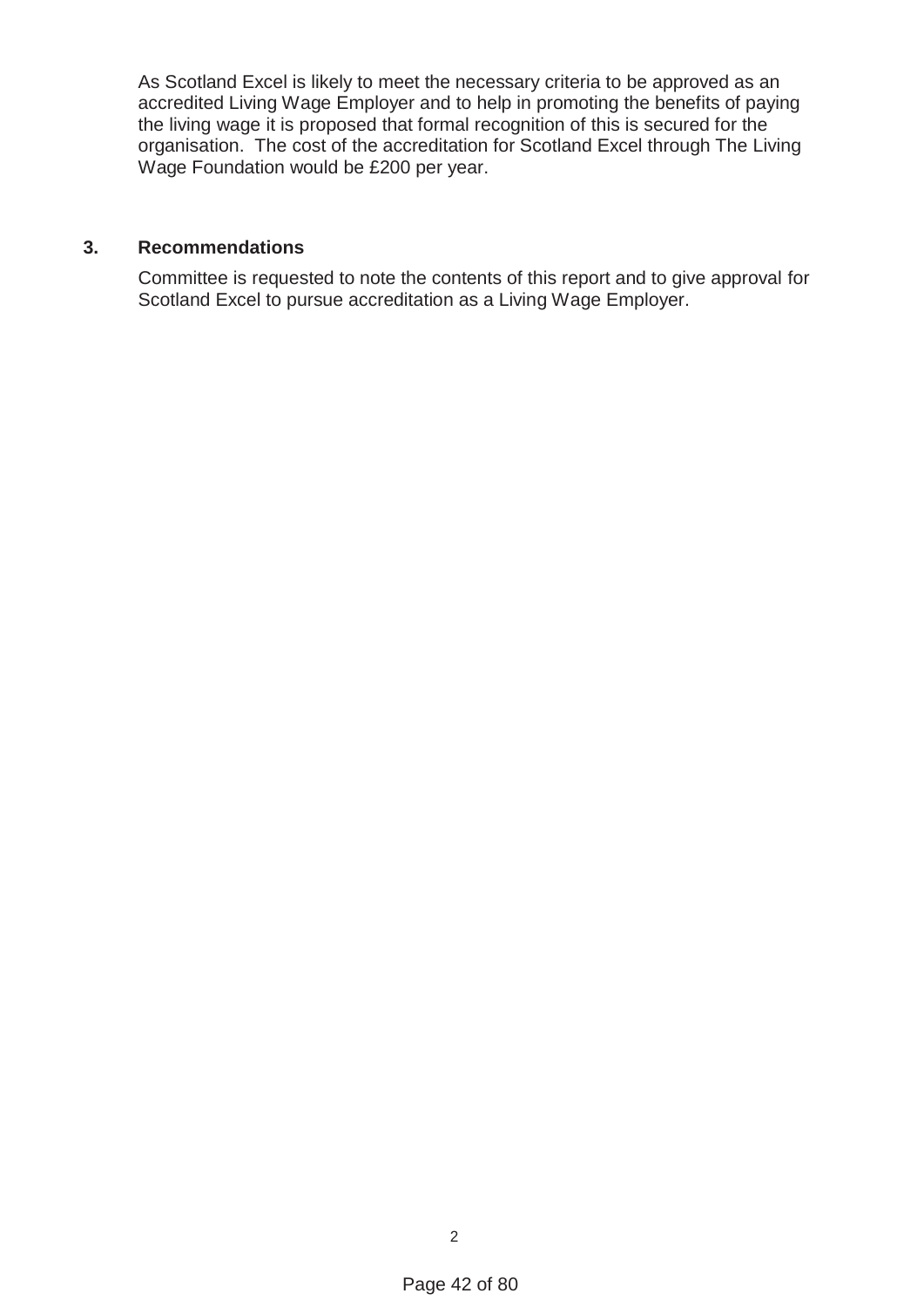As Scotland Excel is likely to meet the necessary criteria to be approved as an accredited Living Wage Employer and to help in promoting the benefits of paying the living wage it is proposed that formal recognition of this is secured for the organisation. The cost of the accreditation for Scotland Excel through The Living Wage Foundation would be £200 per year.

## 3. Recommendations

Committee is requested to note the contents of this report and to give approval for Scotland Excel to pursue accreditation as a Living Wage Employer.